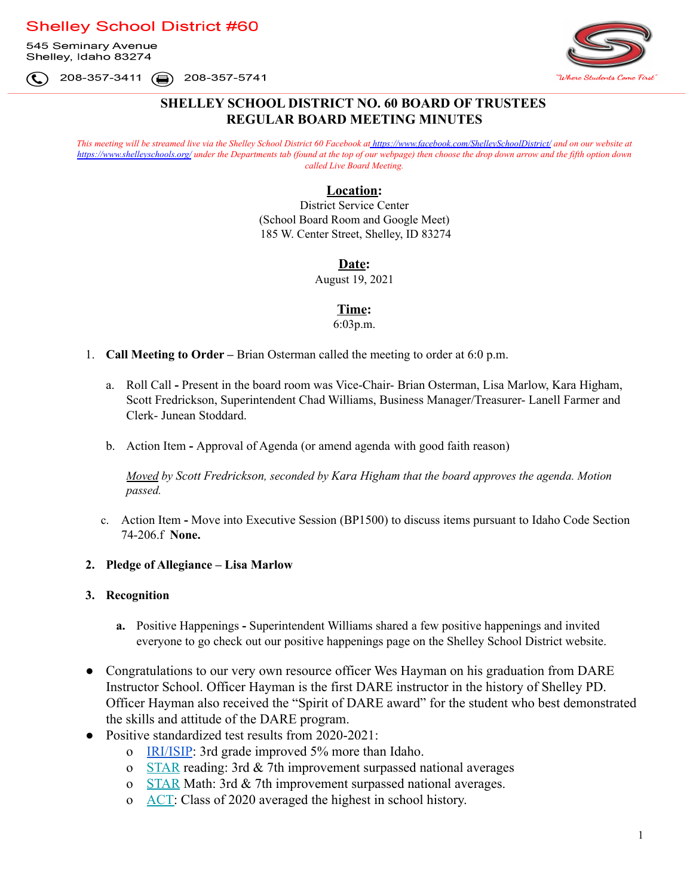Shelley School District #60

545 Seminary Avenue
Shelley, Idaho 83274

208-357-3411 208-357-5741

"Where Students Come First"

# SHELLEY SCHOOL DISTRICT NO. 60 BOARD OF TRUSTEES
# REGULAR BOARD MEETING MINUTES

*This meeting will be streamed live via the Shelley School District 60 Facebook at https://www.facebook.com/ShelleySchoolDistrict/ and on our website at https://www.shelleyschools.org/ under the Departments tab (found at the top of our webpage) then choose the drop down arrow and the fifth option down called Live Board Meeting.*

**Location:**
District Service Center
(School Board Room and Google Meet)
185 W. Center Street, Shelley, ID 83274

**Date:**
August 19, 2021

**Time:**
6:03p.m.

1. **Call Meeting to Order –** Brian Osterman called the meeting to order at 6:0 p.m.

   a. Roll Call **-** Present in the board room was Vice-Chair- Brian Osterman, Lisa Marlow, Kara Higham, Scott Fredrickson, Superintendent Chad Williams, Business Manager/Treasurer- Lanell Farmer and Clerk- Junean Stoddard.

   b. Action Item **-** Approval of Agenda (or amend agenda with good faith reason)

   *Moved by Scott Fredrickson, seconded by Kara Higham that the board approves the agenda. Motion passed.*

   c. Action Item **-** Move into Executive Session (BP1500) to discuss items pursuant to Idaho Code Section 74-206.f **None.**

2. **Pledge of Allegiance – Lisa Marlow**

3. **Recognition**

   a. Positive Happenings **-** Superintendent Williams shared a few positive happenings and invited everyone to go check out our positive happenings page on the Shelley School District website.

- Congratulations to our very own resource officer Wes Hayman on his graduation from DARE Instructor School. Officer Hayman is the first DARE instructor in the history of Shelley PD. Officer Hayman also received the "Spirit of DARE award" for the student who best demonstrated the skills and attitude of the DARE program.
- Positive standardized test results from 2020-2021:
  - IRI/ISIP: 3rd grade improved 5% more than Idaho.
  - STAR reading: 3rd & 7th improvement surpassed national averages
  - STAR Math: 3rd & 7th improvement surpassed national averages.
  - ACT: Class of 2020 averaged the highest in school history.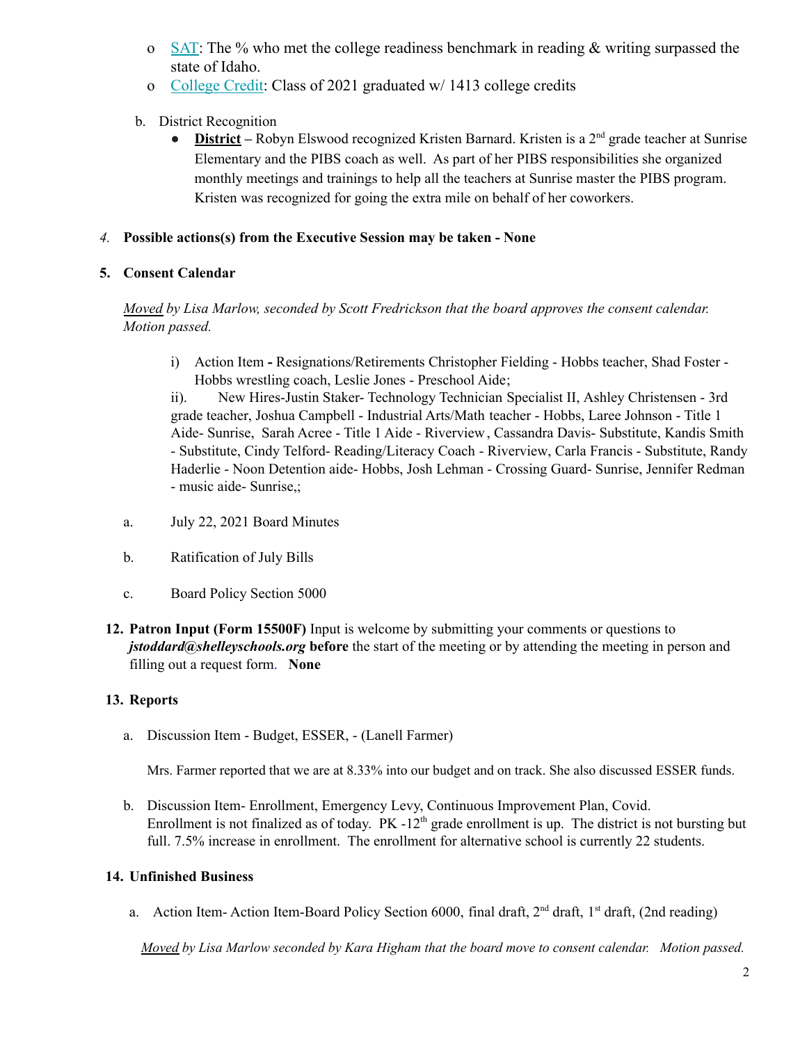- [SAT](): The % who met the college readiness benchmark in reading & writing surpassed the state of Idaho.
- [College Credit](): Class of 2021 graduated w/ 1413 college credits

b. District Recognition

- **District** – Robyn Elswood recognized Kristen Barnard. Kristen is a 2nd grade teacher at Sunrise Elementary and the PIBS coach as well. As part of her PIBS responsibilities she organized monthly meetings and trainings to help all the teachers at Sunrise master the PIBS program. Kristen was recognized for going the extra mile on behalf of her coworkers.

*4.* **Possible actions(s) from the Executive Session may be taken - None**

**5. Consent Calendar**

*Moved by Lisa Marlow, seconded by Scott Fredrickson that the board approves the consent calendar. Motion passed.*

i) Action Item **-** Resignations/Retirements Christopher Fielding - Hobbs teacher, Shad Foster - Hobbs wrestling coach, Leslie Jones - Preschool Aide;

ii). New Hires-Justin Staker- Technology Technician Specialist II, Ashley Christensen - 3rd grade teacher, Joshua Campbell - Industrial Arts/Math teacher - Hobbs, Laree Johnson - Title 1 Aide- Sunrise, Sarah Acree - Title 1 Aide - Riverview , Cassandra Davis- Substitute, Kandis Smith - Substitute, Cindy Telford- Reading/Literacy Coach - Riverview, Carla Francis - Substitute, Randy Haderlie - Noon Detention aide- Hobbs, Josh Lehman - Crossing Guard- Sunrise, Jennifer Redman - music aide- Sunrise,;

a. July 22, 2021 Board Minutes

b. Ratification of July Bills

c. Board Policy Section 5000

**12. Patron Input (Form 15500F)** Input is welcome by submitting your comments or questions to ***jstoddard@shelleyschools.org*** **before** the start of the meeting or by attending the meeting in person and filling out a request form. **None**

**13. Reports**

a. Discussion Item - Budget, ESSER, - (Lanell Farmer)

Mrs. Farmer reported that we are at 8.33% into our budget and on track. She also discussed ESSER funds.

b. Discussion Item- Enrollment, Emergency Levy, Continuous Improvement Plan, Covid.
Enrollment is not finalized as of today. PK -12th grade enrollment is up. The district is not bursting but full. 7.5% increase in enrollment. The enrollment for alternative school is currently 22 students.

**14. Unfinished Business**

a. Action Item- Action Item-Board Policy Section 6000, final draft, 2nd draft, 1st draft, (2nd reading)

*Moved by Lisa Marlow seconded by Kara Higham that the board move to consent calendar. Motion passed.*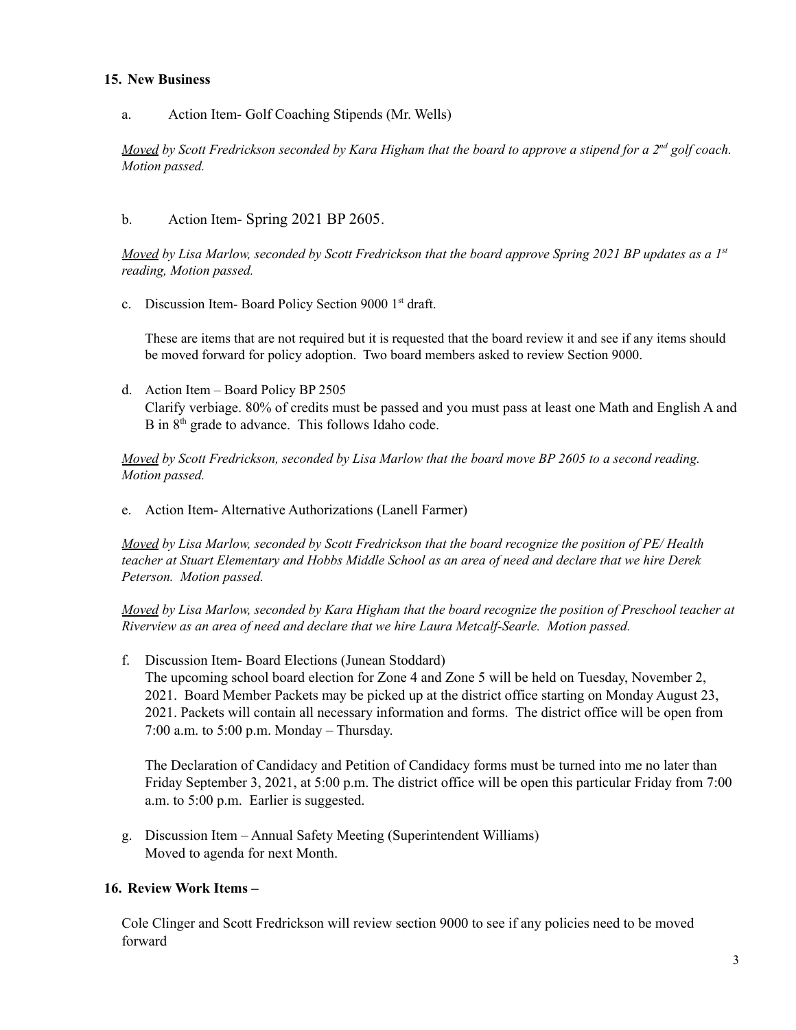**15. New Business**

a. Action Item- Golf Coaching Stipends (Mr. Wells)

*Moved by Scott Fredrickson seconded by Kara Higham that the board to approve a stipend for a 2nd golf coach. Motion passed.*

b. Action Item- Spring 2021 BP 2605.

*Moved by Lisa Marlow, seconded by Scott Fredrickson that the board approve Spring 2021 BP updates as a 1st reading, Motion passed.*

c. Discussion Item- Board Policy Section 9000 1st draft.

These are items that are not required but it is requested that the board review it and see if any items should be moved forward for policy adoption. Two board members asked to review Section 9000.

d. Action Item – Board Policy BP 2505
Clarify verbiage. 80% of credits must be passed and you must pass at least one Math and English A and B in 8th grade to advance. This follows Idaho code.

*Moved by Scott Fredrickson, seconded by Lisa Marlow that the board move BP 2605 to a second reading. Motion passed.*

e. Action Item- Alternative Authorizations (Lanell Farmer)

*Moved by Lisa Marlow, seconded by Scott Fredrickson that the board recognize the position of PE/ Health teacher at Stuart Elementary and Hobbs Middle School as an area of need and declare that we hire Derek Peterson. Motion passed.*

*Moved by Lisa Marlow, seconded by Kara Higham that the board recognize the position of Preschool teacher at Riverview as an area of need and declare that we hire Laura Metcalf-Searle. Motion passed.*

f. Discussion Item- Board Elections (Junean Stoddard)
The upcoming school board election for Zone 4 and Zone 5 will be held on Tuesday, November 2, 2021. Board Member Packets may be picked up at the district office starting on Monday August 23, 2021. Packets will contain all necessary information and forms. The district office will be open from 7:00 a.m. to 5:00 p.m. Monday – Thursday.

The Declaration of Candidacy and Petition of Candidacy forms must be turned into me no later than Friday September 3, 2021, at 5:00 p.m. The district office will be open this particular Friday from 7:00 a.m. to 5:00 p.m. Earlier is suggested.

g. Discussion Item – Annual Safety Meeting (Superintendent Williams)
Moved to agenda for next Month.

**16. Review Work Items –**

Cole Clinger and Scott Fredrickson will review section 9000 to see if any policies need to be moved forward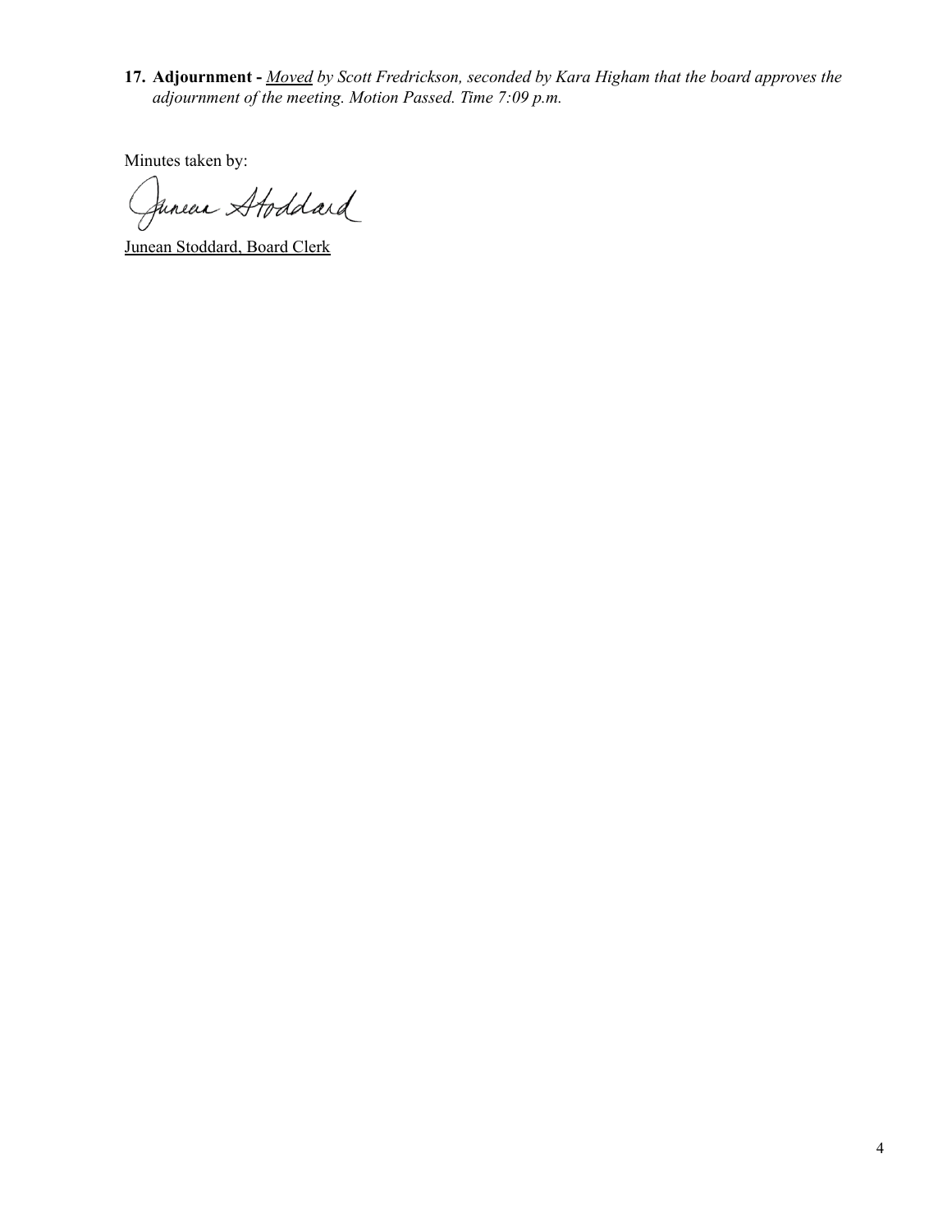17. **Adjournment -** *<u>Moved</u> by Scott Fredrickson, seconded by Kara Higham that the board approves the adjournment of the meeting. Motion Passed. Time 7:09 p.m.*

Minutes taken by:

Junean Stoddard

<u>Junean Stoddard, Board Clerk</u>